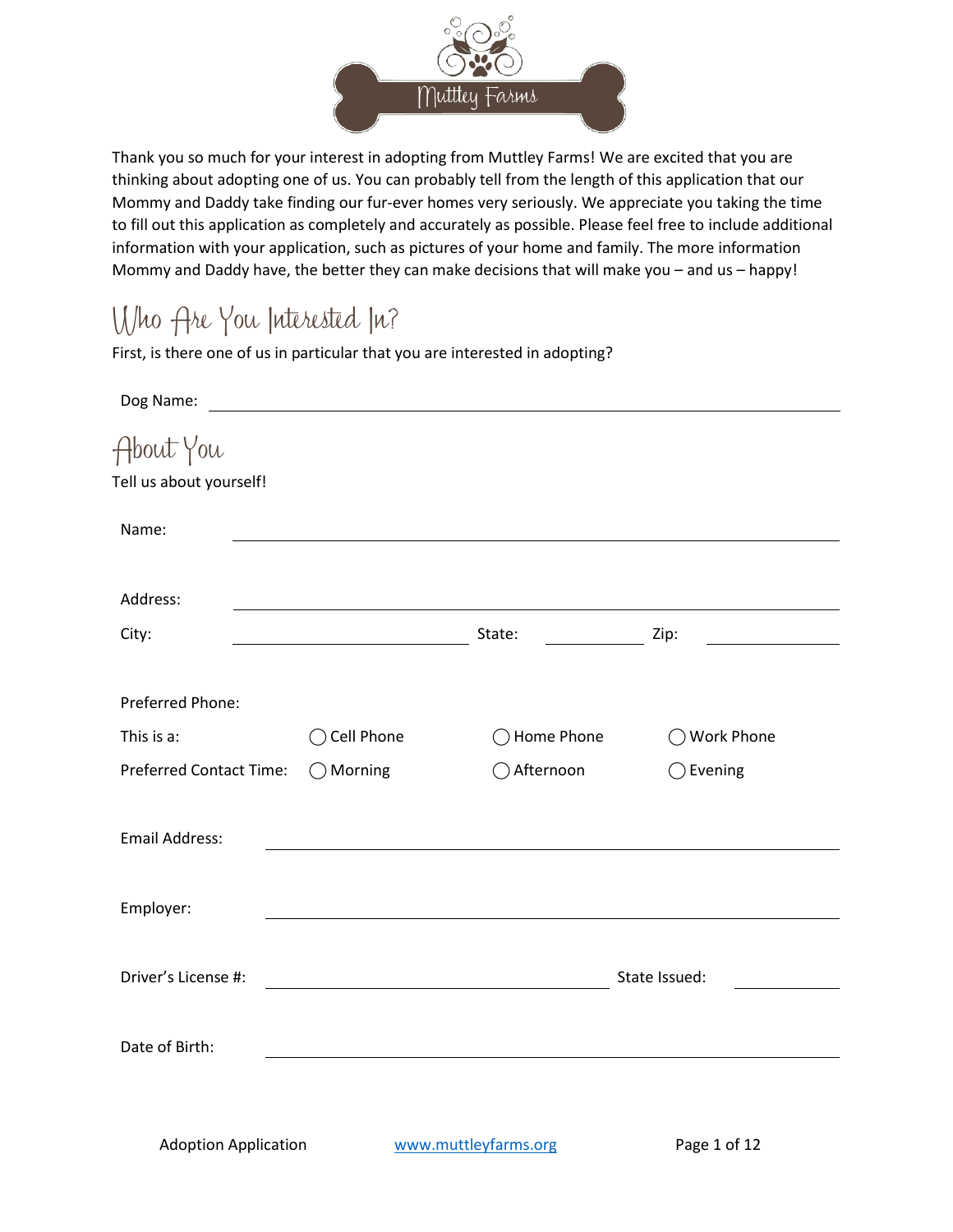Muttley Farms

Thank you so much for your interest in adopting from Muttley Farms! We are excited that you are thinking about adopting one of us. You can probably tell from the length of this application that our Mommy and Daddy take finding our fur-ever homes very seriously. We appreciate you taking the time to fill out this application as completely and accurately as possible. Please feel free to include additional information with your application, such as pictures of your home and family. The more information Mommy and Daddy have, the better they can make decisions that will make you – and us – happy!

## Who Are You Interested In?

First, is there one of us in particular that you are interested in adopting?

Dog Name: ______________________________

## About You

Tell us about yourself!

Name: ______________________________

Address: ______________________________

City: ____________ State: ________ Zip: ________

Preferred Phone:

This is a: ◯ Cell Phone ◯ Home Phone ◯ Work Phone

Preferred Contact Time: ◯ Morning ◯ Afternoon ◯ Evening

Email Address: ______________________________

Employer: ______________________________

Driver's License #: ____________________ State Issued: ________

Date of Birth: ______________________________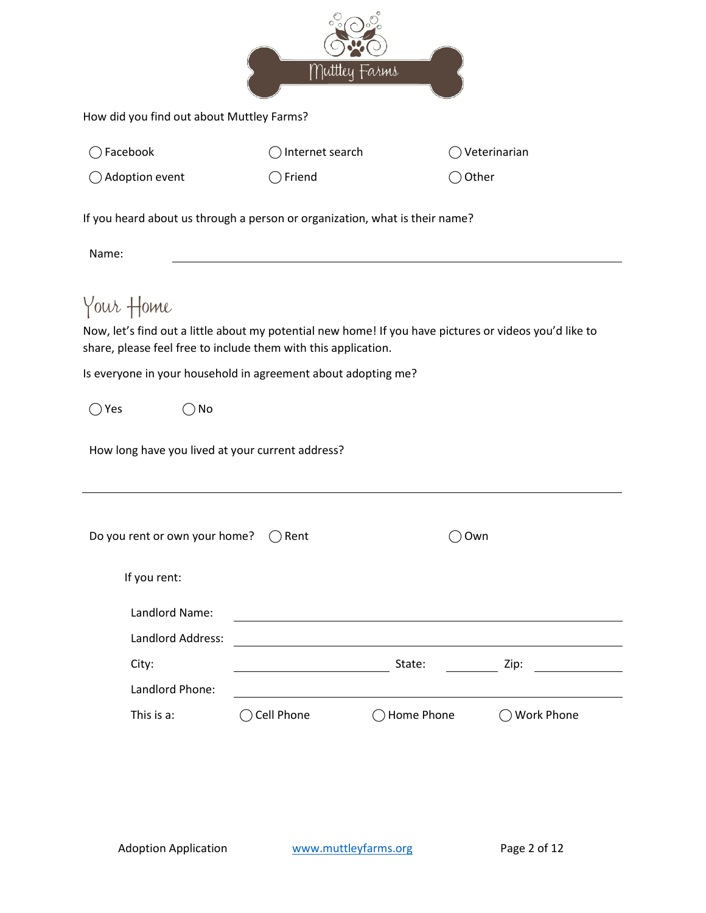How did you find out about Muttley Farms?

◯ Facebook ◯ Internet search ◯ Veterinarian

◯ Adoption event ◯ Friend ◯ Other

If you heard about us through a person or organization, what is their name?

Name: ______________________________

## Your Home

Now, let's find out a little about my potential new home! If you have pictures or videos you'd like to share, please feel free to include them with this application.

Is everyone in your household in agreement about adopting me?

◯ Yes ◯ No

How long have you lived at your current address?

______________________________

Do you rent or own your home? ◯ Rent ◯ Own

If you rent:

Landlord Name: ______________________________

Landlord Address: ______________________________

City: ______________ State: ________ Zip: __________

Landlord Phone: ______________________________

This is a: ◯ Cell Phone ◯ Home Phone ◯ Work Phone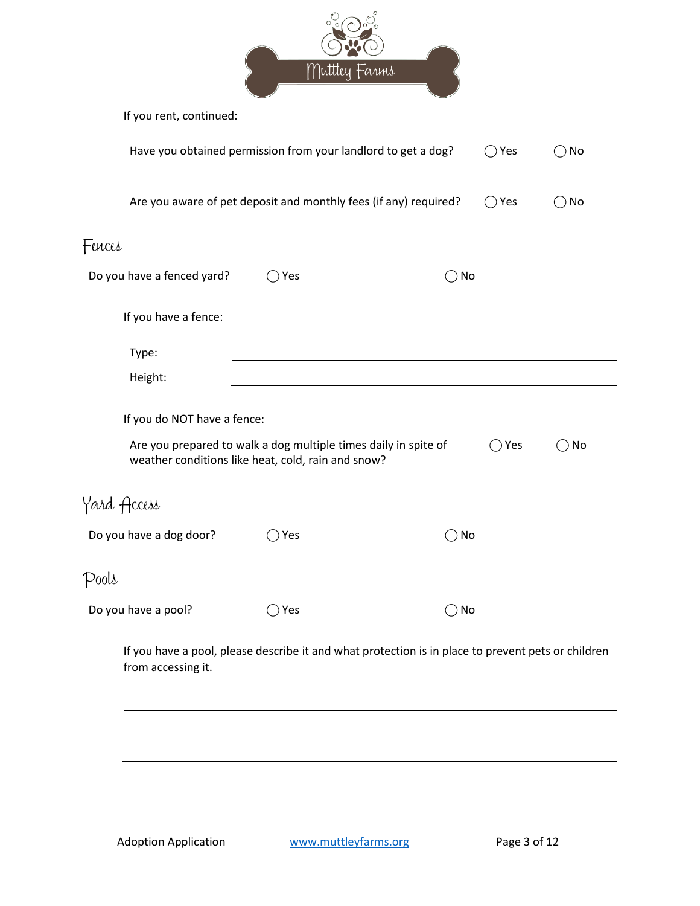If you rent, continued:

Have you obtained permission from your landlord to get a dog? ◯ Yes ◯ No

Are you aware of pet deposit and monthly fees (if any) required? ◯ Yes ◯ No

## Fences

Do you have a fenced yard? ◯ Yes ◯ No

If you have a fence:

Type: ______________________________

Height: ______________________________

If you do NOT have a fence:

Are you prepared to walk a dog multiple times daily in spite of weather conditions like heat, cold, rain and snow? ◯ Yes ◯ No

## Yard Access

Do you have a dog door? ◯ Yes ◯ No

## Pools

Do you have a pool? ◯ Yes ◯ No

If you have a pool, please describe it and what protection is in place to prevent pets or children from accessing it.

______________________________

______________________________

______________________________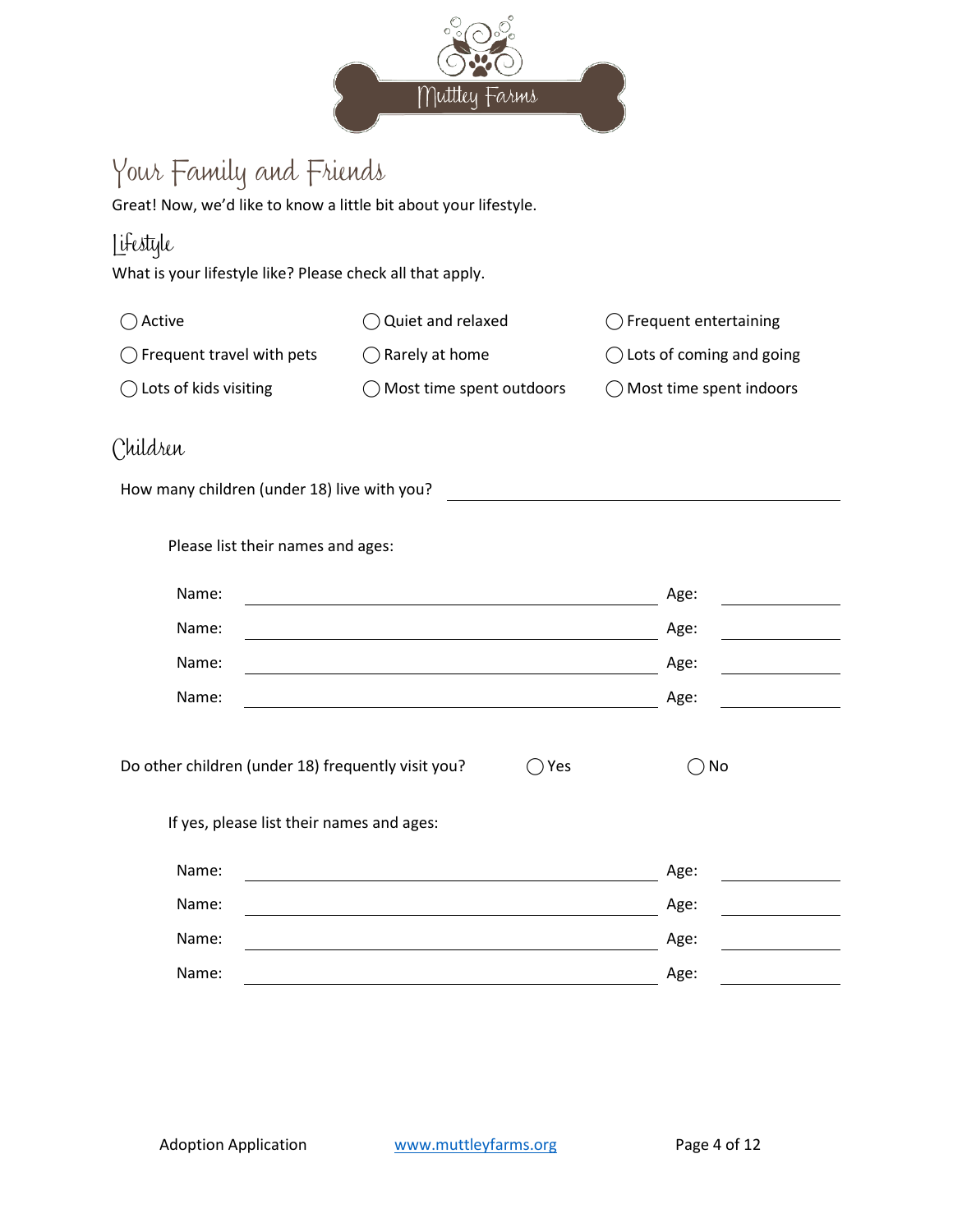# Your Family and Friends

Great! Now, we'd like to know a little bit about your lifestyle.

## Lifestyle

What is your lifestyle like? Please check all that apply.

- ◯ Active
- ◯ Quiet and relaxed
- ◯ Frequent entertaining
- ◯ Frequent travel with pets
- ◯ Rarely at home
- ◯ Lots of coming and going
- ◯ Lots of kids visiting
- ◯ Most time spent outdoors
- ◯ Most time spent indoors

## Children

How many children (under 18) live with you? ______________________________

Please list their names and ages:

Name: ______________________________ Age: __________

Name: ______________________________ Age: __________

Name: ______________________________ Age: __________

Name: ______________________________ Age: __________

Do other children (under 18) frequently visit you? ◯ Yes ◯ No

If yes, please list their names and ages:

Name: ______________________________ Age: __________

Name: ______________________________ Age: __________

Name: ______________________________ Age: __________

Name: ______________________________ Age: __________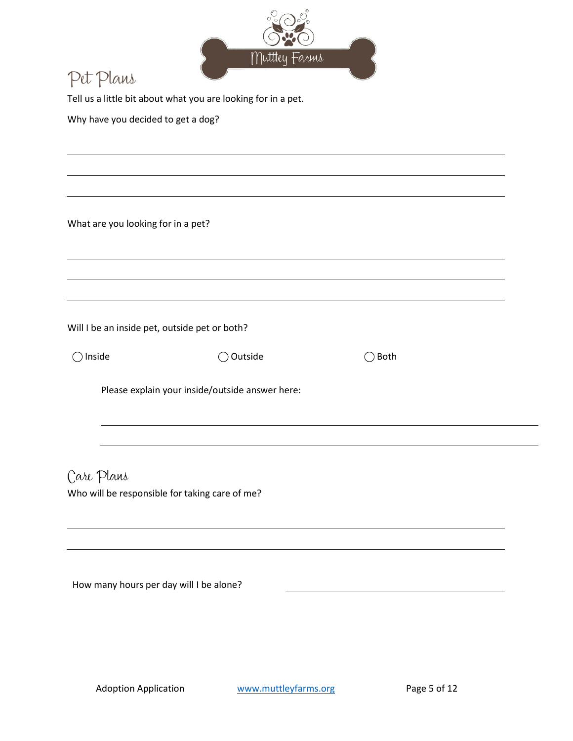## Pet Plans

Tell us a little bit about what you are looking for in a pet.

Why have you decided to get a dog?

\_\_\_\_\_\_\_\_\_\_\_\_\_\_\_\_\_\_\_\_\_\_\_\_\_\_\_\_\_\_\_\_\_\_\_\_\_\_\_\_\_\_\_\_\_\_\_\_\_\_\_\_\_\_\_\_\_\_\_\_\_\_\_\_\_\_\_\_\_\_\_\_

\_\_\_\_\_\_\_\_\_\_\_\_\_\_\_\_\_\_\_\_\_\_\_\_\_\_\_\_\_\_\_\_\_\_\_\_\_\_\_\_\_\_\_\_\_\_\_\_\_\_\_\_\_\_\_\_\_\_\_\_\_\_\_\_\_\_\_\_\_\_\_\_

\_\_\_\_\_\_\_\_\_\_\_\_\_\_\_\_\_\_\_\_\_\_\_\_\_\_\_\_\_\_\_\_\_\_\_\_\_\_\_\_\_\_\_\_\_\_\_\_\_\_\_\_\_\_\_\_\_\_\_\_\_\_\_\_\_\_\_\_\_\_\_\_

What are you looking for in a pet?

\_\_\_\_\_\_\_\_\_\_\_\_\_\_\_\_\_\_\_\_\_\_\_\_\_\_\_\_\_\_\_\_\_\_\_\_\_\_\_\_\_\_\_\_\_\_\_\_\_\_\_\_\_\_\_\_\_\_\_\_\_\_\_\_\_\_\_\_\_\_\_\_

\_\_\_\_\_\_\_\_\_\_\_\_\_\_\_\_\_\_\_\_\_\_\_\_\_\_\_\_\_\_\_\_\_\_\_\_\_\_\_\_\_\_\_\_\_\_\_\_\_\_\_\_\_\_\_\_\_\_\_\_\_\_\_\_\_\_\_\_\_\_\_\_

\_\_\_\_\_\_\_\_\_\_\_\_\_\_\_\_\_\_\_\_\_\_\_\_\_\_\_\_\_\_\_\_\_\_\_\_\_\_\_\_\_\_\_\_\_\_\_\_\_\_\_\_\_\_\_\_\_\_\_\_\_\_\_\_\_\_\_\_\_\_\_\_

Will I be an inside pet, outside pet or both?

◯ Inside ◯ Outside ◯ Both

Please explain your inside/outside answer here:

\_\_\_\_\_\_\_\_\_\_\_\_\_\_\_\_\_\_\_\_\_\_\_\_\_\_\_\_\_\_\_\_\_\_\_\_\_\_\_\_\_\_\_\_\_\_\_\_\_\_\_\_\_\_\_\_\_\_\_\_\_\_\_\_\_\_\_\_\_\_\_\_

\_\_\_\_\_\_\_\_\_\_\_\_\_\_\_\_\_\_\_\_\_\_\_\_\_\_\_\_\_\_\_\_\_\_\_\_\_\_\_\_\_\_\_\_\_\_\_\_\_\_\_\_\_\_\_\_\_\_\_\_\_\_\_\_\_\_\_\_\_\_\_\_

## Care Plans

Who will be responsible for taking care of me?

\_\_\_\_\_\_\_\_\_\_\_\_\_\_\_\_\_\_\_\_\_\_\_\_\_\_\_\_\_\_\_\_\_\_\_\_\_\_\_\_\_\_\_\_\_\_\_\_\_\_\_\_\_\_\_\_\_\_\_\_\_\_\_\_\_\_\_\_\_\_\_\_

\_\_\_\_\_\_\_\_\_\_\_\_\_\_\_\_\_\_\_\_\_\_\_\_\_\_\_\_\_\_\_\_\_\_\_\_\_\_\_\_\_\_\_\_\_\_\_\_\_\_\_\_\_\_\_\_\_\_\_\_\_\_\_\_\_\_\_\_\_\_\_\_

How many hours per day will I be alone? \_\_\_\_\_\_\_\_\_\_\_\_\_\_\_\_\_\_\_\_\_\_\_\_\_\_\_\_\_\_\_\_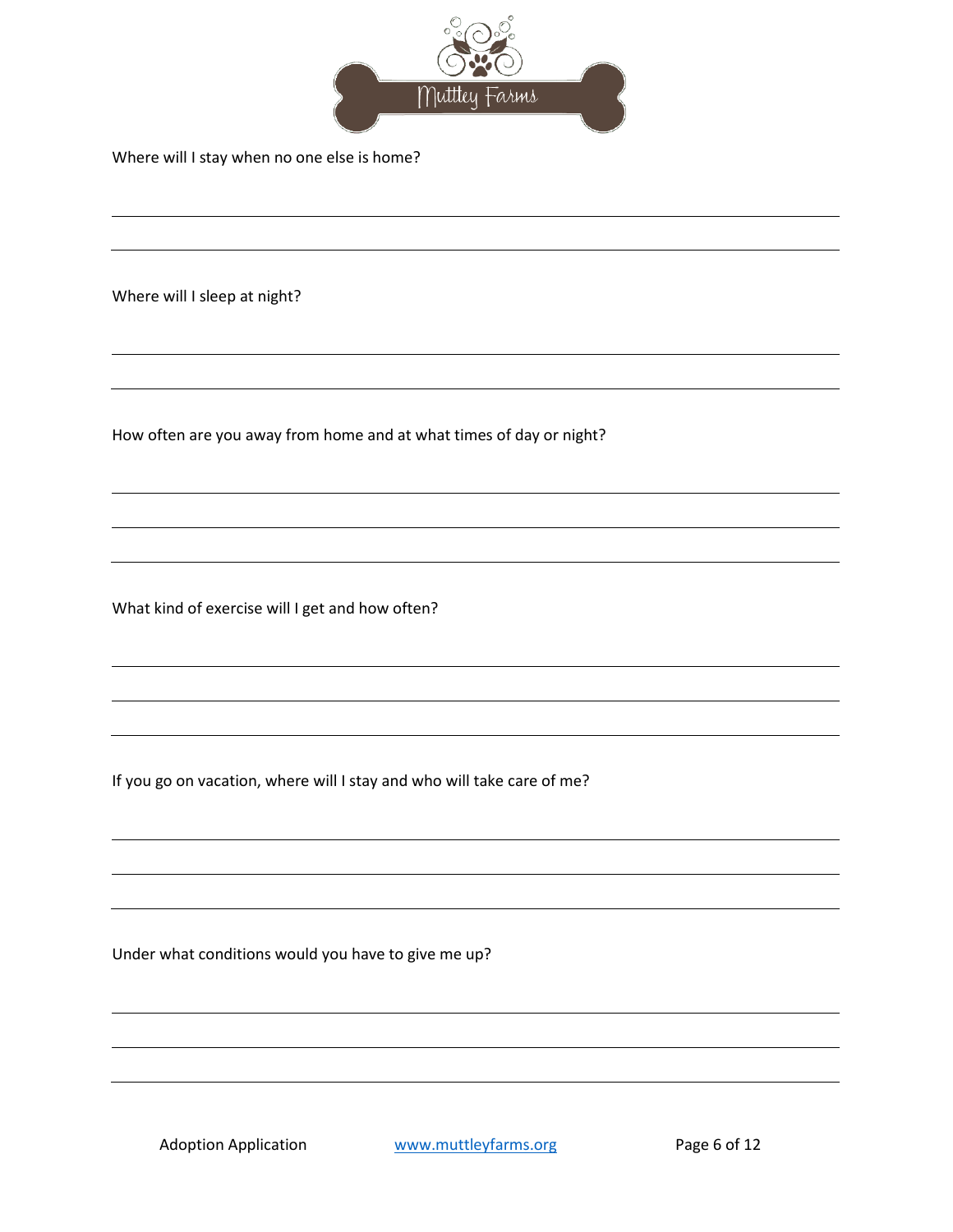Where will I stay when no one else is home?

Where will I sleep at night?

How often are you away from home and at what times of day or night?

What kind of exercise will I get and how often?

If you go on vacation, where will I stay and who will take care of me?

Under what conditions would you have to give me up?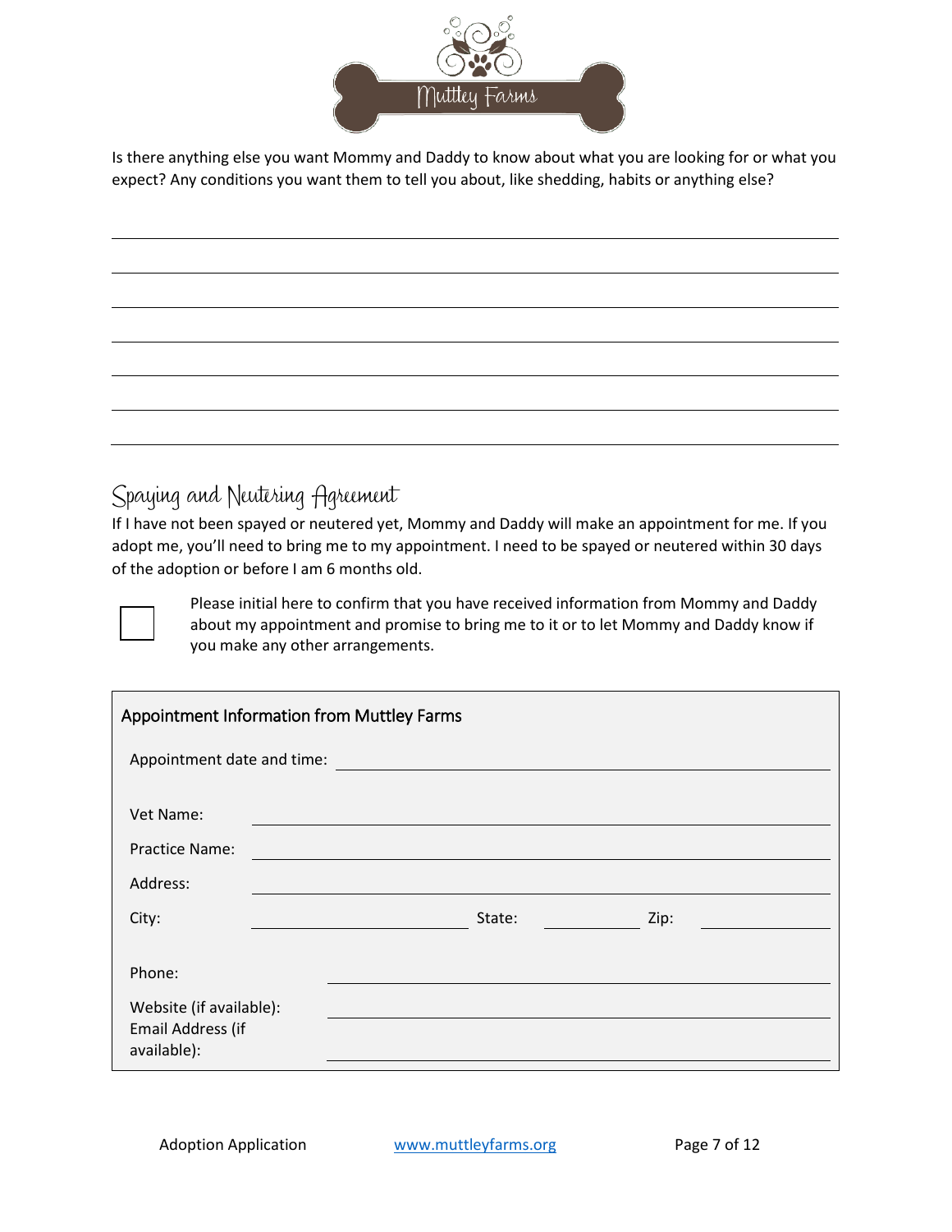Is there anything else you want Mommy and Daddy to know about what you are looking for or what you expect? Any conditions you want them to tell you about, like shedding, habits or anything else?

_______________________________________________

_______________________________________________

_______________________________________________

_______________________________________________

_______________________________________________

_______________________________________________

_______________________________________________

## Spaying and Neutering Agreement

If I have not been spayed or neutered yet, Mommy and Daddy will make an appointment for me. If you adopt me, you'll need to bring me to my appointment. I need to be spayed or neutered within 30 days of the adoption or before I am 6 months old.

☐ Please initial here to confirm that you have received information from Mommy and Daddy about my appointment and promise to bring me to it or to let Mommy and Daddy know if you make any other arrangements.

**Appointment Information from Muttley Farms**

Appointment date and time: _______________________

Vet Name: _______________________

Practice Name: _______________________

Address: _______________________

City: ____________ State: ________ Zip: ________

Phone: _______________________

Website (if available): _______________________

Email Address (if available): _______________________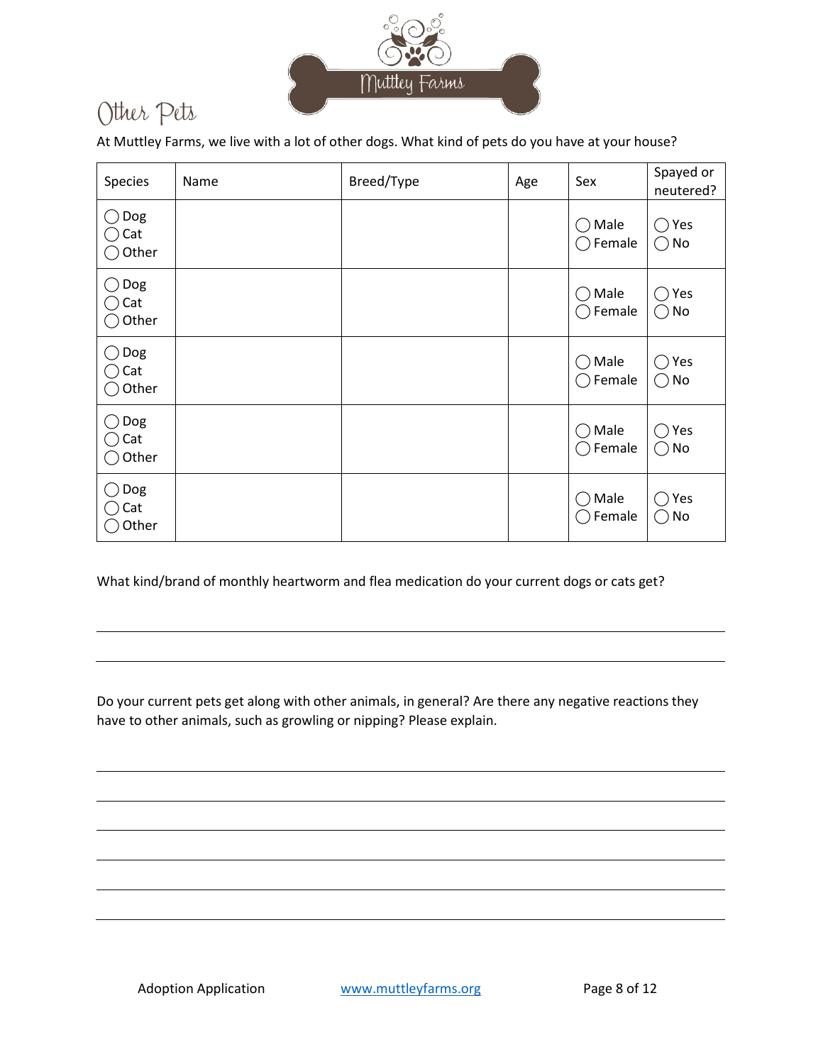Muttley Farms

## Other Pets

At Muttley Farms, we live with a lot of other dogs. What kind of pets do you have at your house?

| Species | Name | Breed/Type | Age | Sex | Spayed or neutered? |
|---|---|---|---|---|---|
| ◯ Dog<br>◯ Cat<br>◯ Other | | | | ◯ Male<br>◯ Female | ◯ Yes<br>◯ No |
| ◯ Dog<br>◯ Cat<br>◯ Other | | | | ◯ Male<br>◯ Female | ◯ Yes<br>◯ No |
| ◯ Dog<br>◯ Cat<br>◯ Other | | | | ◯ Male<br>◯ Female | ◯ Yes<br>◯ No |
| ◯ Dog<br>◯ Cat<br>◯ Other | | | | ◯ Male<br>◯ Female | ◯ Yes<br>◯ No |
| ◯ Dog<br>◯ Cat<br>◯ Other | | | | ◯ Male<br>◯ Female | ◯ Yes<br>◯ No |

What kind/brand of monthly heartworm and flea medication do your current dogs or cats get?

______________________________________________________________________

______________________________________________________________________

Do your current pets get along with other animals, in general? Are there any negative reactions they have to other animals, such as growling or nipping? Please explain.

______________________________________________________________________

______________________________________________________________________

______________________________________________________________________

______________________________________________________________________

______________________________________________________________________

______________________________________________________________________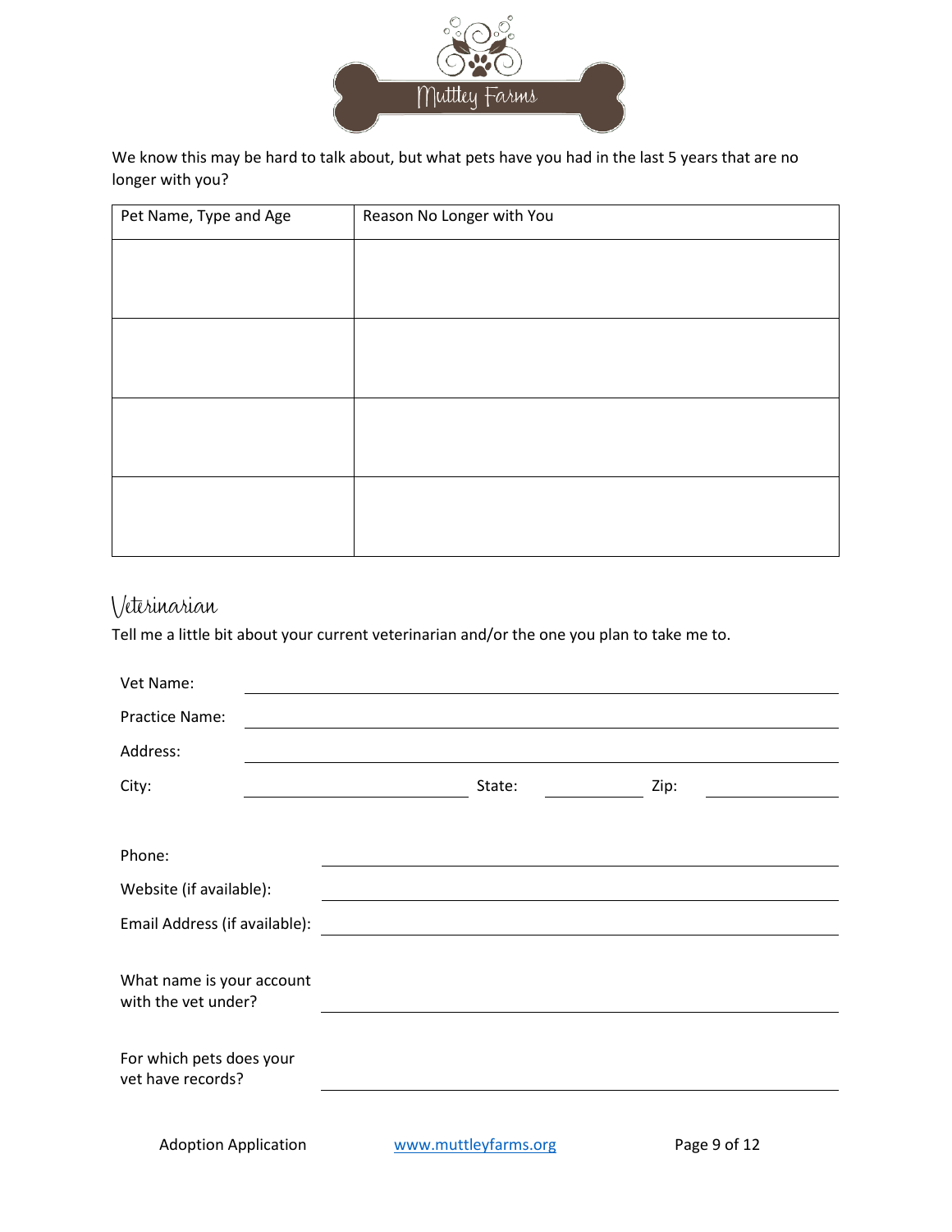We know this may be hard to talk about, but what pets have you had in the last 5 years that are no longer with you?

| Pet Name, Type and Age | Reason No Longer with You |
|---|---|
| | |
| | |
| | |
| | |

## Veterinarian

Tell me a little bit about your current veterinarian and/or the one you plan to take me to.

Vet Name: ______________________________

Practice Name: ______________________________

Address: ______________________________

City: ______________ State: __________ Zip: __________

Phone: ______________________________

Website (if available): ______________________________

Email Address (if available): ______________________________

What name is your account with the vet under? ______________________________

For which pets does your vet have records? ______________________________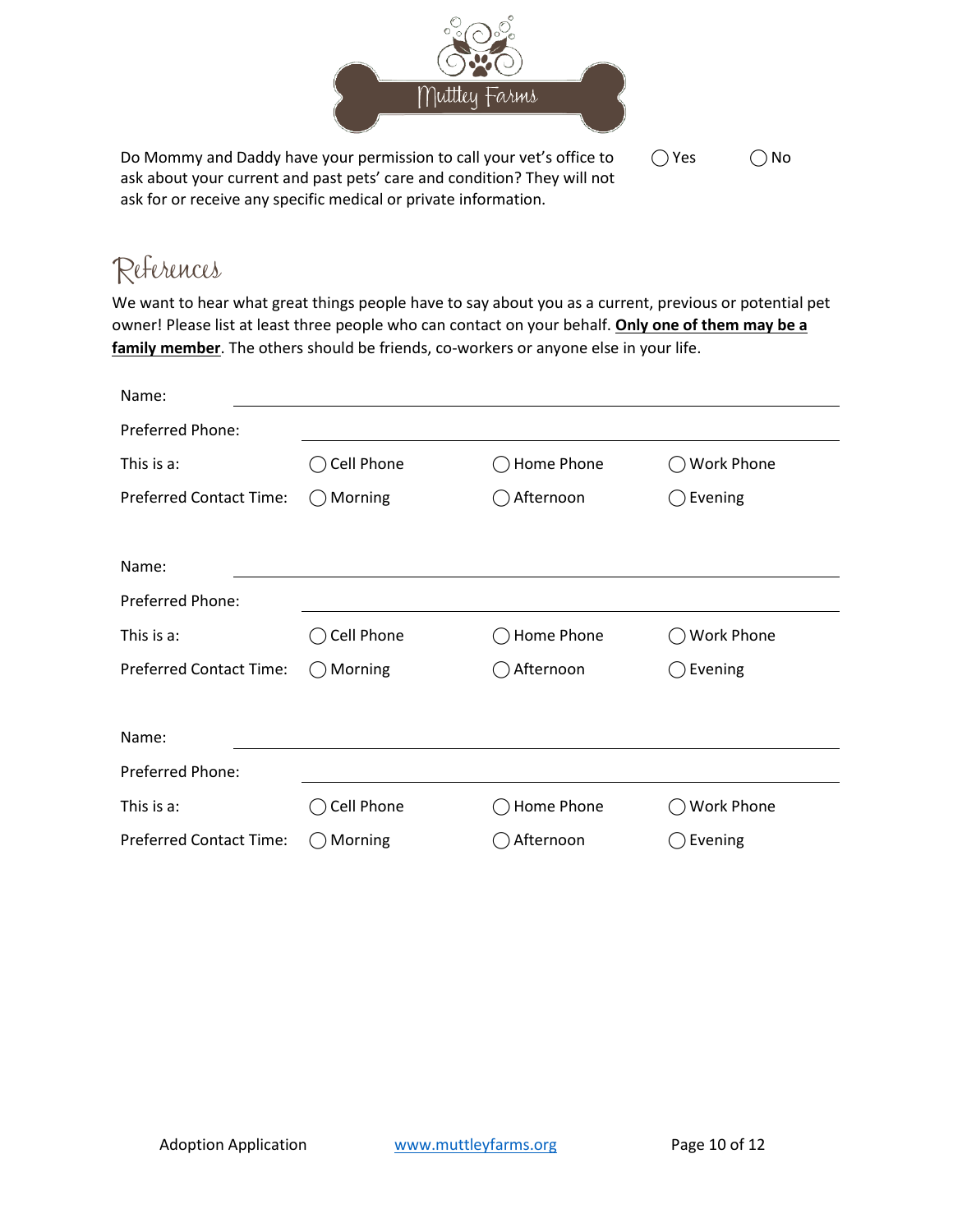Do Mommy and Daddy have your permission to call your vet's office to ask about your current and past pets' care and condition? They will not ask for or receive any specific medical or private information. ◯ Yes ◯ No

# References

We want to hear what great things people have to say about you as a current, previous or potential pet owner! Please list at least three people who can contact on your behalf. **Only one of them may be a family member**. The others should be friends, co-workers or anyone else in your life.

Name: \_\_\_\_\_\_\_\_\_\_\_\_\_\_\_\_\_\_\_\_\_\_\_\_\_\_\_\_\_\_\_\_\_\_\_\_

Preferred Phone: \_\_\_\_\_\_\_\_\_\_\_\_\_\_\_\_\_\_\_\_\_\_\_\_\_\_\_\_\_\_\_\_\_\_\_\_

This is a: ◯ Cell Phone ◯ Home Phone ◯ Work Phone

Preferred Contact Time: ◯ Morning ◯ Afternoon ◯ Evening

Name: \_\_\_\_\_\_\_\_\_\_\_\_\_\_\_\_\_\_\_\_\_\_\_\_\_\_\_\_\_\_\_\_\_\_\_\_

Preferred Phone: \_\_\_\_\_\_\_\_\_\_\_\_\_\_\_\_\_\_\_\_\_\_\_\_\_\_\_\_\_\_\_\_\_\_\_\_

This is a: ◯ Cell Phone ◯ Home Phone ◯ Work Phone

Preferred Contact Time: ◯ Morning ◯ Afternoon ◯ Evening

Name: \_\_\_\_\_\_\_\_\_\_\_\_\_\_\_\_\_\_\_\_\_\_\_\_\_\_\_\_\_\_\_\_\_\_\_\_

Preferred Phone: \_\_\_\_\_\_\_\_\_\_\_\_\_\_\_\_\_\_\_\_\_\_\_\_\_\_\_\_\_\_\_\_\_\_\_\_

This is a: ◯ Cell Phone ◯ Home Phone ◯ Work Phone

Preferred Contact Time: ◯ Morning ◯ Afternoon ◯ Evening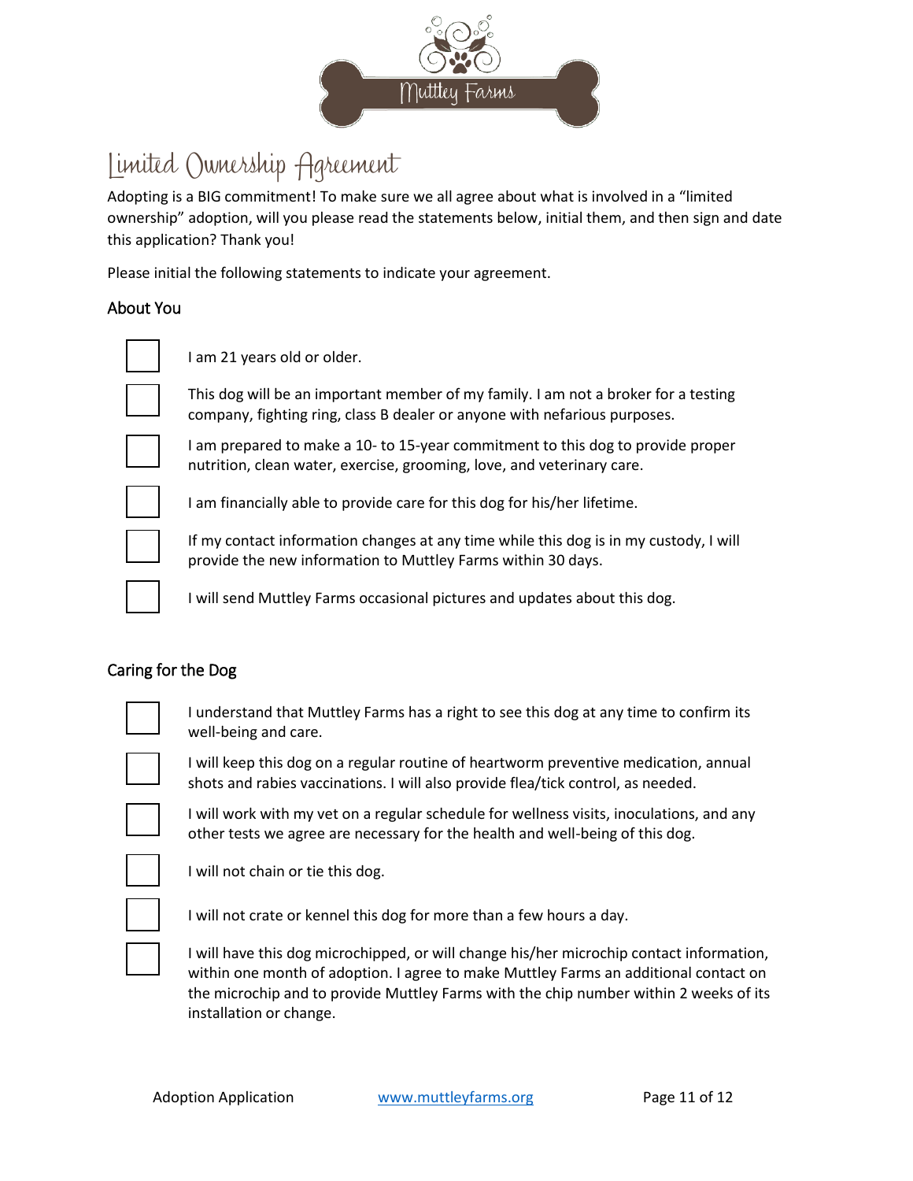# Limited Ownership Agreement

Adopting is a BIG commitment! To make sure we all agree about what is involved in a "limited ownership" adoption, will you please read the statements below, initial them, and then sign and date this application? Thank you!

Please initial the following statements to indicate your agreement.

## About You

- [ ] I am 21 years old or older.
- [ ] This dog will be an important member of my family. I am not a broker for a testing company, fighting ring, class B dealer or anyone with nefarious purposes.
- [ ] I am prepared to make a 10- to 15-year commitment to this dog to provide proper nutrition, clean water, exercise, grooming, love, and veterinary care.
- [ ] I am financially able to provide care for this dog for his/her lifetime.
- [ ] If my contact information changes at any time while this dog is in my custody, I will provide the new information to Muttley Farms within 30 days.
- [ ] I will send Muttley Farms occasional pictures and updates about this dog.

## Caring for the Dog

- [ ] I understand that Muttley Farms has a right to see this dog at any time to confirm its well-being and care.
- [ ] I will keep this dog on a regular routine of heartworm preventive medication, annual shots and rabies vaccinations. I will also provide flea/tick control, as needed.
- [ ] I will work with my vet on a regular schedule for wellness visits, inoculations, and any other tests we agree are necessary for the health and well-being of this dog.
- [ ] I will not chain or tie this dog.
- [ ] I will not crate or kennel this dog for more than a few hours a day.
- [ ] I will have this dog microchipped, or will change his/her microchip contact information, within one month of adoption. I agree to make Muttley Farms an additional contact on the microchip and to provide Muttley Farms with the chip number within 2 weeks of its installation or change.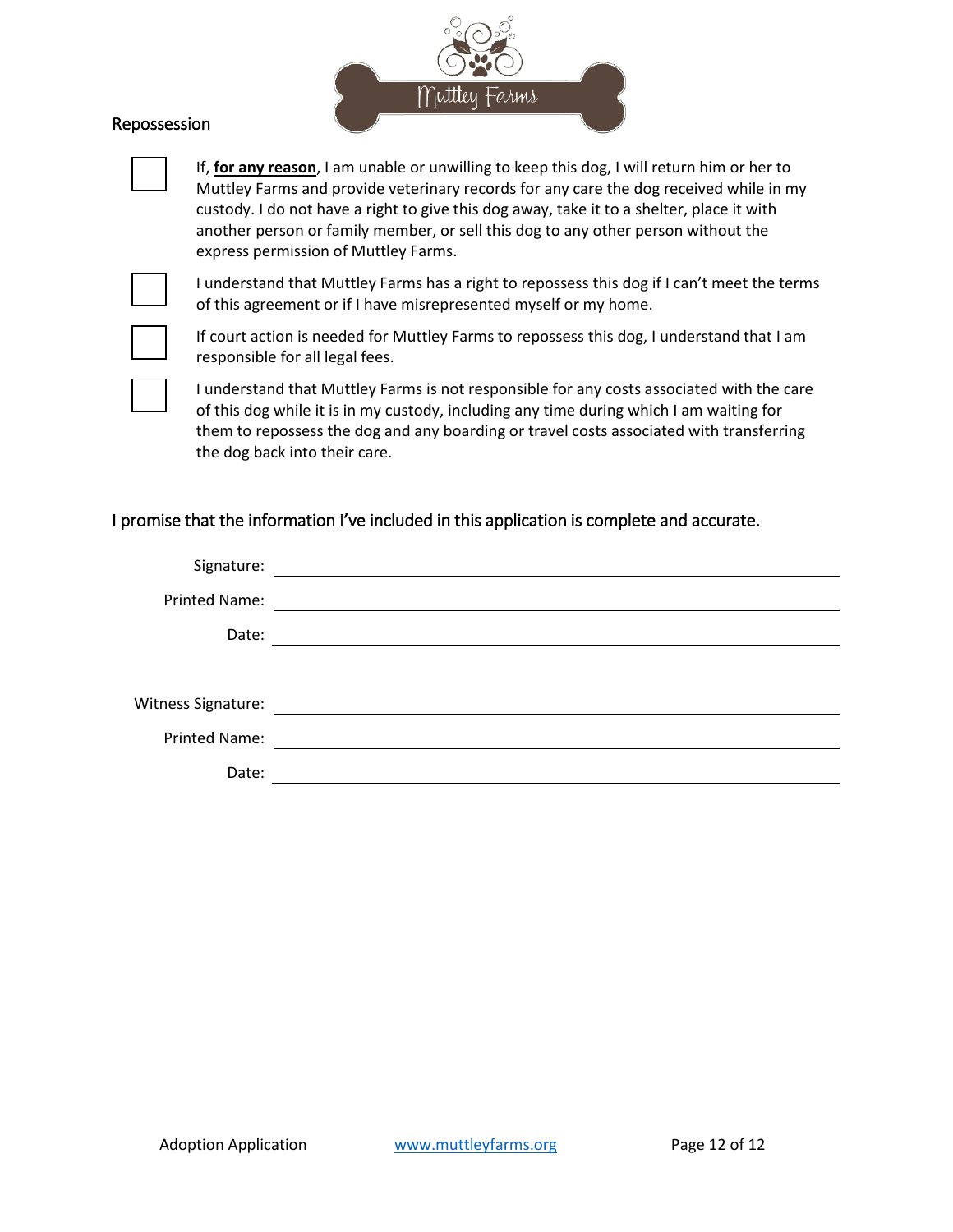## Repossession

- [ ] If, **for any reason**, I am unable or unwilling to keep this dog, I will return him or her to Muttley Farms and provide veterinary records for any care the dog received while in my custody. I do not have a right to give this dog away, take it to a shelter, place it with another person or family member, or sell this dog to any other person without the express permission of Muttley Farms.
- [ ] I understand that Muttley Farms has a right to repossess this dog if I can't meet the terms of this agreement or if I have misrepresented myself or my home.
- [ ] If court action is needed for Muttley Farms to repossess this dog, I understand that I am responsible for all legal fees.
- [ ] I understand that Muttley Farms is not responsible for any costs associated with the care of this dog while it is in my custody, including any time during which I am waiting for them to repossess the dog and any boarding or travel costs associated with transferring the dog back into their care.

I promise that the information I've included in this application is complete and accurate.

Signature: ______________________________

Printed Name: ______________________________

Date: ______________________________

Witness Signature: ______________________________

Printed Name: ______________________________

Date: ______________________________